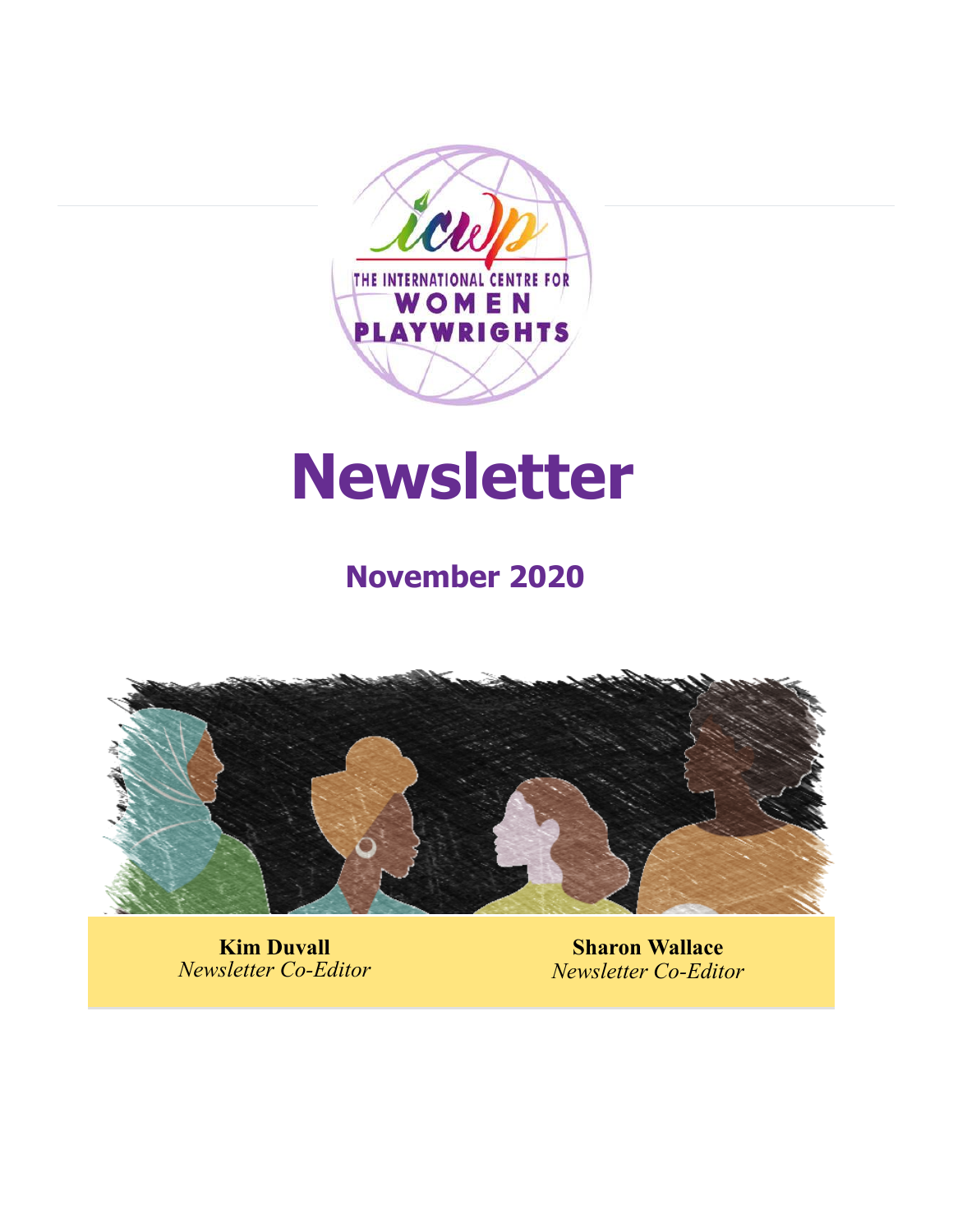THE INTERNATIONAL CENTRE FOR WOMEN PLAYWRIGHTS

# Newsletter

## November 2020

**Kim Duvall**
*Newsletter Co-Editor*

**Sharon Wallace**
*Newsletter Co-Editor*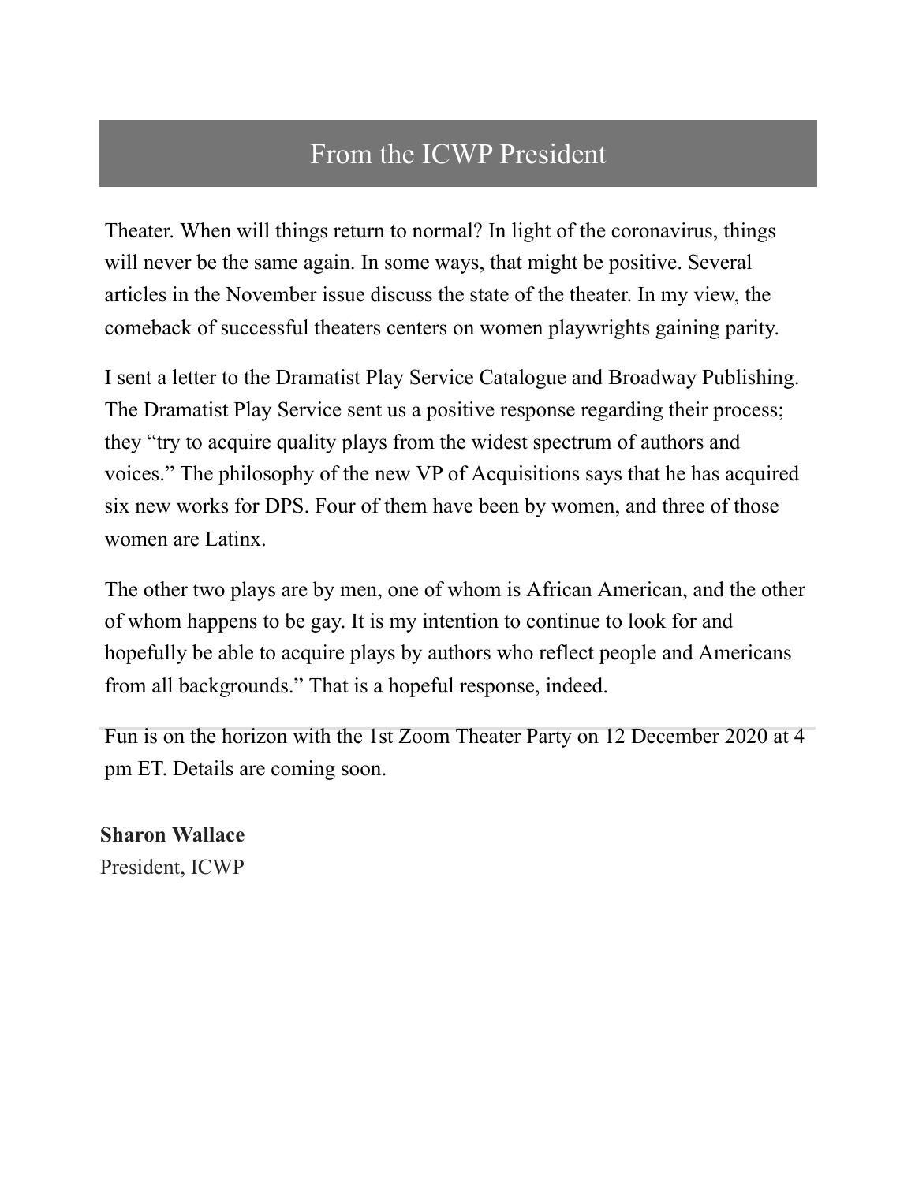# From the ICWP President

Theater. When will things return to normal? In light of the coronavirus, things will never be the same again. In some ways, that might be positive. Several articles in the November issue discuss the state of the theater. In my view, the comeback of successful theaters centers on women playwrights gaining parity.

I sent a letter to the Dramatist Play Service Catalogue and Broadway Publishing. The Dramatist Play Service sent us a positive response regarding their process; they "try to acquire quality plays from the widest spectrum of authors and voices." The philosophy of the new VP of Acquisitions says that he has acquired six new works for DPS. Four of them have been by women, and three of those women are Latinx.

The other two plays are by men, one of whom is African American, and the other of whom happens to be gay. It is my intention to continue to look for and hopefully be able to acquire plays by authors who reflect people and Americans from all backgrounds." That is a hopeful response, indeed.

Fun is on the horizon with the 1st Zoom Theater Party on 12 December 2020 at 4 pm ET. Details are coming soon.

**Sharon Wallace**
President, ICWP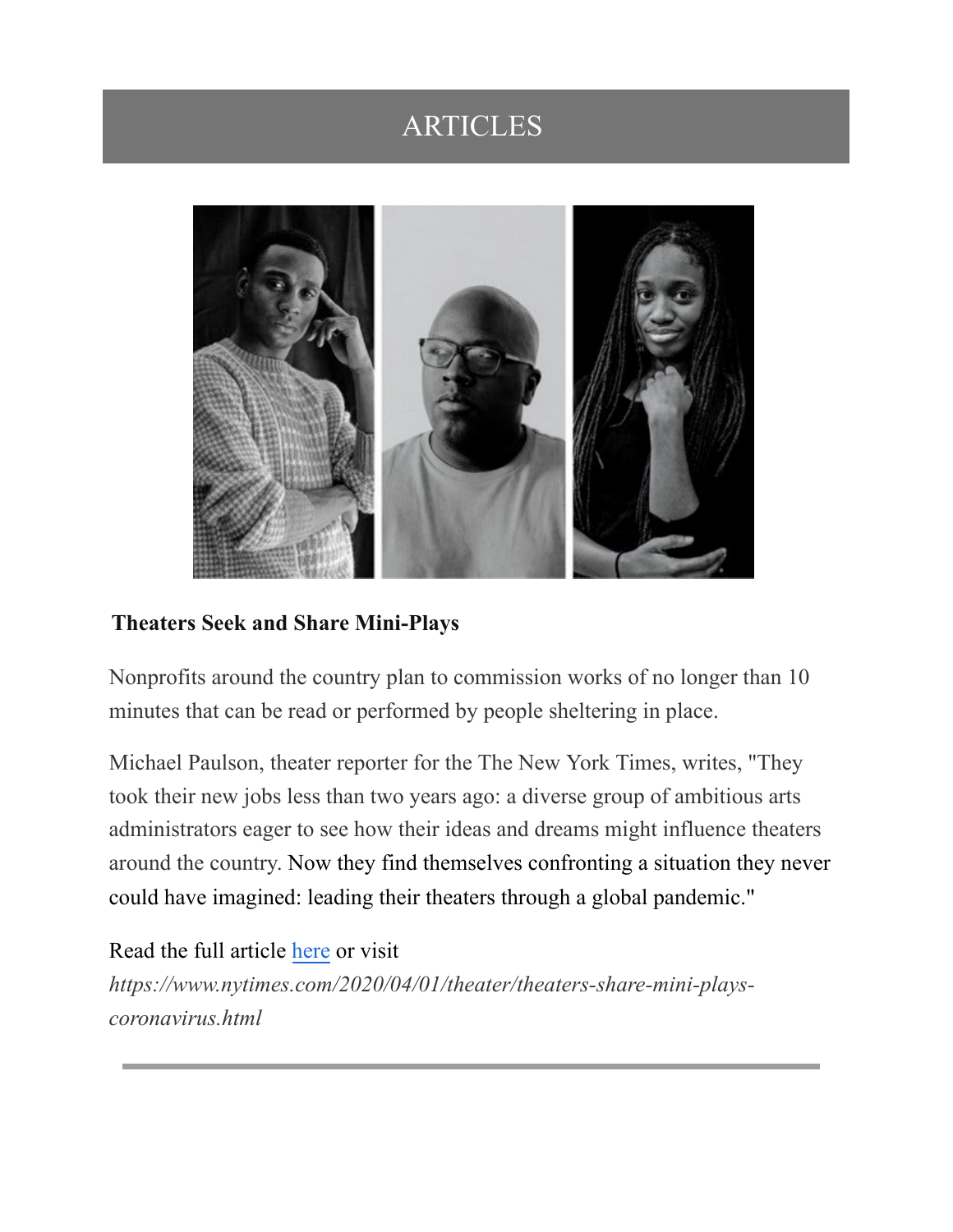# ARTICLES

**Theaters Seek and Share Mini-Plays**

Nonprofits around the country plan to commission works of no longer than 10 minutes that can be read or performed by people sheltering in place.

Michael Paulson, theater reporter for the The New York Times, writes, "They took their new jobs less than two years ago: a diverse group of ambitious arts administrators eager to see how their ideas and dreams might influence theaters around the country. Now they find themselves confronting a situation they never could have imagined: leading their theaters through a global pandemic."

Read the full article here or visit *https://www.nytimes.com/2020/04/01/theater/theaters-share-mini-plays-coronavirus.html*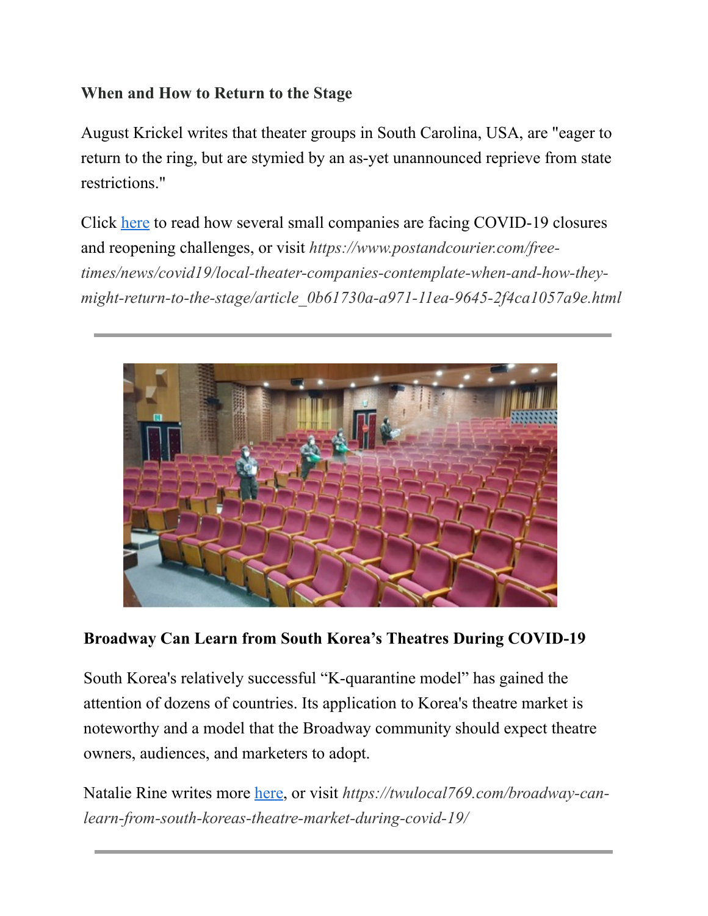**When and How to Return to the Stage**

August Krickel writes that theater groups in South Carolina, USA, are "eager to return to the ring, but are stymied by an as-yet unannounced reprieve from state restrictions."

Click here to read how several small companies are facing COVID-19 closures and reopening challenges, or visit *https://www.postandcourier.com/free-times/news/covid19/local-theater-companies-contemplate-when-and-how-they-might-return-to-the-stage/article_0b61730a-a971-11ea-9645-2f4ca1057a9e.html*

---

**Broadway Can Learn from South Korea's Theatres During COVID-19**

South Korea's relatively successful "K-quarantine model" has gained the attention of dozens of countries. Its application to Korea's theatre market is noteworthy and a model that the Broadway community should expect theatre owners, audiences, and marketers to adopt.

Natalie Rine writes more here, or visit *https://twulocal769.com/broadway-can-learn-from-south-koreas-theatre-market-during-covid-19/*

---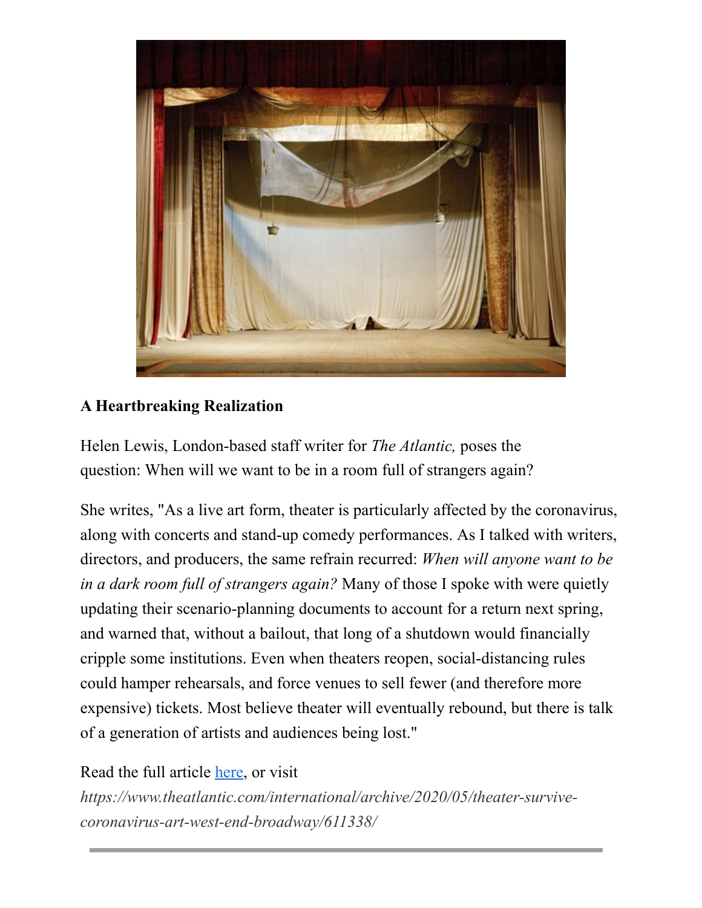**A Heartbreaking Realization**

Helen Lewis, London-based staff writer for *The Atlantic,* poses the question: When will we want to be in a room full of strangers again?

She writes, "As a live art form, theater is particularly affected by the coronavirus, along with concerts and stand-up comedy performances. As I talked with writers, directors, and producers, the same refrain recurred: *When will anyone want to be in a dark room full of strangers again?* Many of those I spoke with were quietly updating their scenario-planning documents to account for a return next spring, and warned that, without a bailout, that long of a shutdown would financially cripple some institutions. Even when theaters reopen, social-distancing rules could hamper rehearsals, and force venues to sell fewer (and therefore more expensive) tickets. Most believe theater will eventually rebound, but there is talk of a generation of artists and audiences being lost."

Read the full article here, or visit *https://www.theatlantic.com/international/archive/2020/05/theater-survive-coronavirus-art-west-end-broadway/611338/*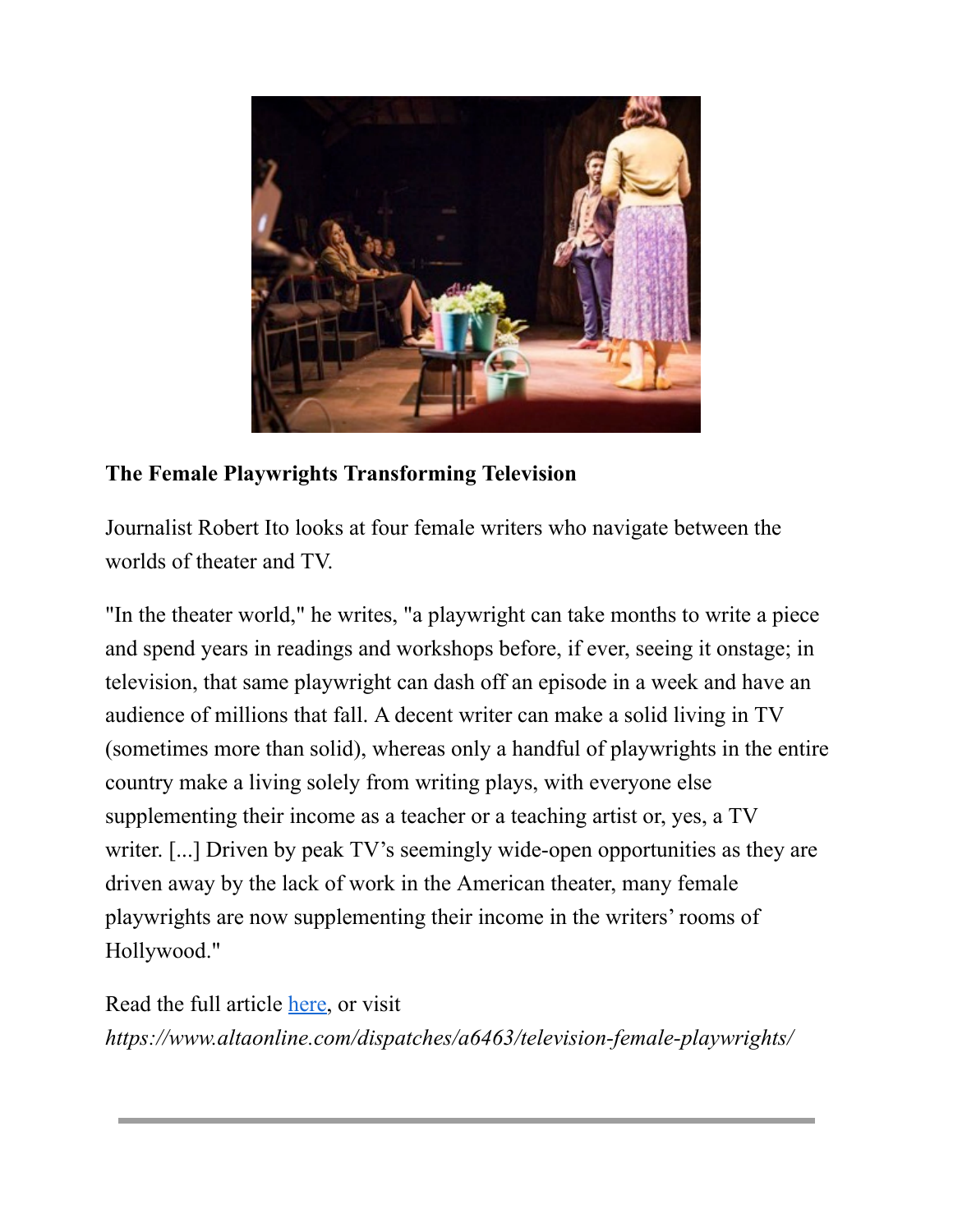**The Female Playwrights Transforming Television**

Journalist Robert Ito looks at four female writers who navigate between the worlds of theater and TV.

"In the theater world," he writes, "a playwright can take months to write a piece and spend years in readings and workshops before, if ever, seeing it onstage; in television, that same playwright can dash off an episode in a week and have an audience of millions that fall. A decent writer can make a solid living in TV (sometimes more than solid), whereas only a handful of playwrights in the entire country make a living solely from writing plays, with everyone else supplementing their income as a teacher or a teaching artist or, yes, a TV writer. [...] Driven by peak TV's seemingly wide-open opportunities as they are driven away by the lack of work in the American theater, many female playwrights are now supplementing their income in the writers' rooms of Hollywood."

Read the full article here, or visit *https://www.altaonline.com/dispatches/a6463/television-female-playwrights/*

---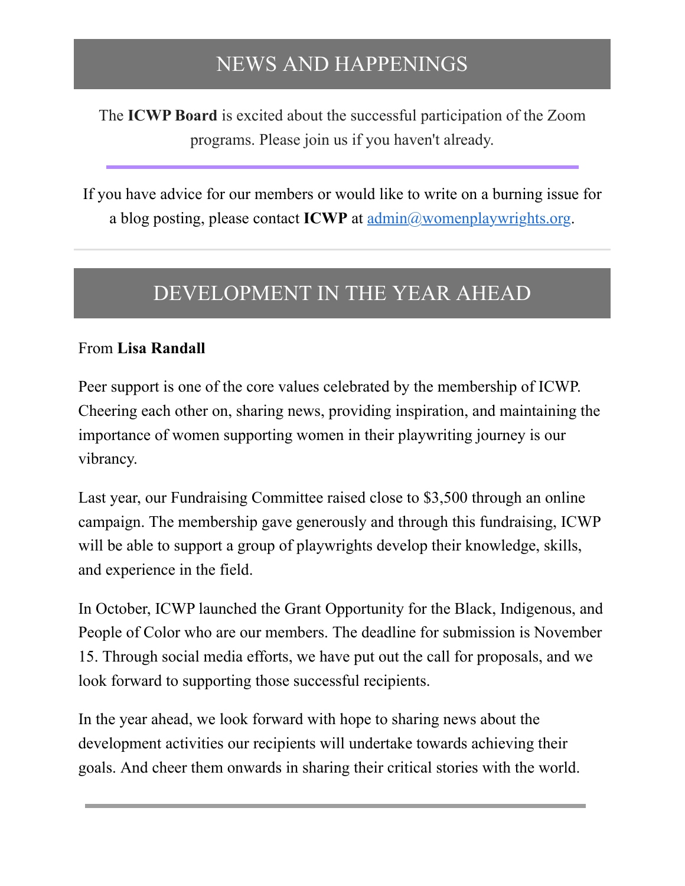## NEWS AND HAPPENINGS

The **ICWP Board** is excited about the successful participation of the Zoom programs. Please join us if you haven't already.

---

If you have advice for our members or would like to write on a burning issue for a blog posting, please contact **ICWP** at [admin@womenplaywrights.org](mailto:admin@womenplaywrights.org).

---

## DEVELOPMENT IN THE YEAR AHEAD

From **Lisa Randall**

Peer support is one of the core values celebrated by the membership of ICWP. Cheering each other on, sharing news, providing inspiration, and maintaining the importance of women supporting women in their playwriting journey is our vibrancy.

Last year, our Fundraising Committee raised close to $3,500 through an online campaign. The membership gave generously and through this fundraising, ICWP will be able to support a group of playwrights develop their knowledge, skills, and experience in the field.

In October, ICWP launched the Grant Opportunity for the Black, Indigenous, and People of Color who are our members. The deadline for submission is November 15. Through social media efforts, we have put out the call for proposals, and we look forward to supporting those successful recipients.

In the year ahead, we look forward with hope to sharing news about the development activities our recipients will undertake towards achieving their goals. And cheer them onwards in sharing their critical stories with the world.

---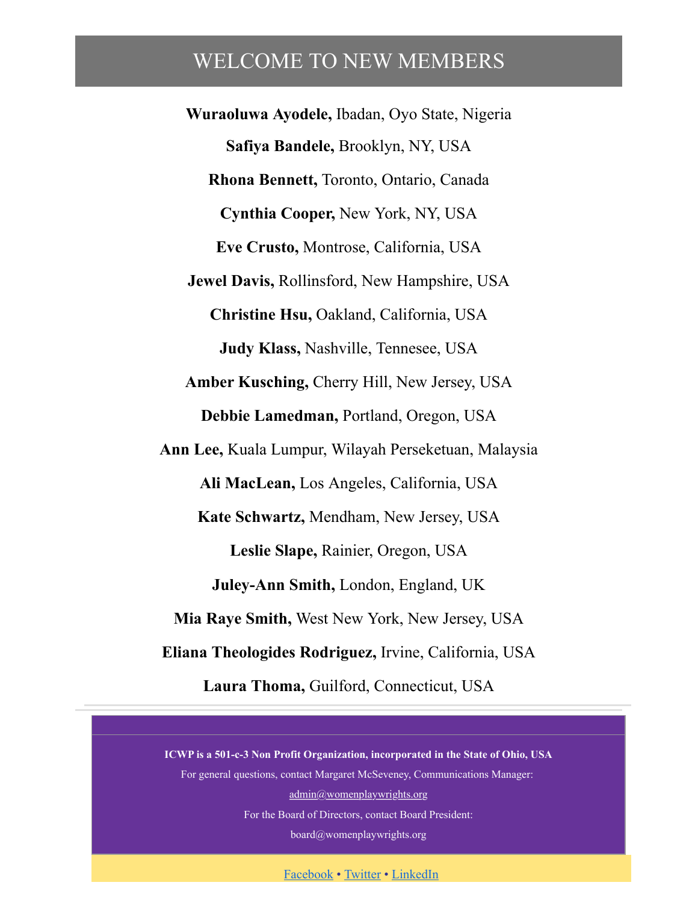# WELCOME TO NEW MEMBERS

**Wuraoluwa Ayodele,** Ibadan, Oyo State, Nigeria

**Safiya Bandele,** Brooklyn, NY, USA

**Rhona Bennett,** Toronto, Ontario, Canada

**Cynthia Cooper,** New York, NY, USA

**Eve Crusto,** Montrose, California, USA

**Jewel Davis,** Rollinsford, New Hampshire, USA

**Christine Hsu,** Oakland, California, USA

**Judy Klass,** Nashville, Tennesee, USA

**Amber Kusching,** Cherry Hill, New Jersey, USA

**Debbie Lamedman,** Portland, Oregon, USA

**Ann Lee,** Kuala Lumpur, Wilayah Perseketuan, Malaysia

**Ali MacLean,** Los Angeles, California, USA

**Kate Schwartz,** Mendham, New Jersey, USA

**Leslie Slape,** Rainier, Oregon, USA

**Juley-Ann Smith,** London, England, UK

**Mia Raye Smith,** West New York, New Jersey, USA

**Eliana Theologides Rodriguez,** Irvine, California, USA

**Laura Thoma,** Guilford, Connecticut, USA

---

**ICWP is a 501-c-3 Non Profit Organization, incorporated in the State of Ohio, USA**

For general questions, contact Margaret McSeveney, Communications Manager:

admin@womenplaywrights.org

For the Board of Directors, contact Board President:

board@womenplaywrights.org

Facebook • Twitter • LinkedIn